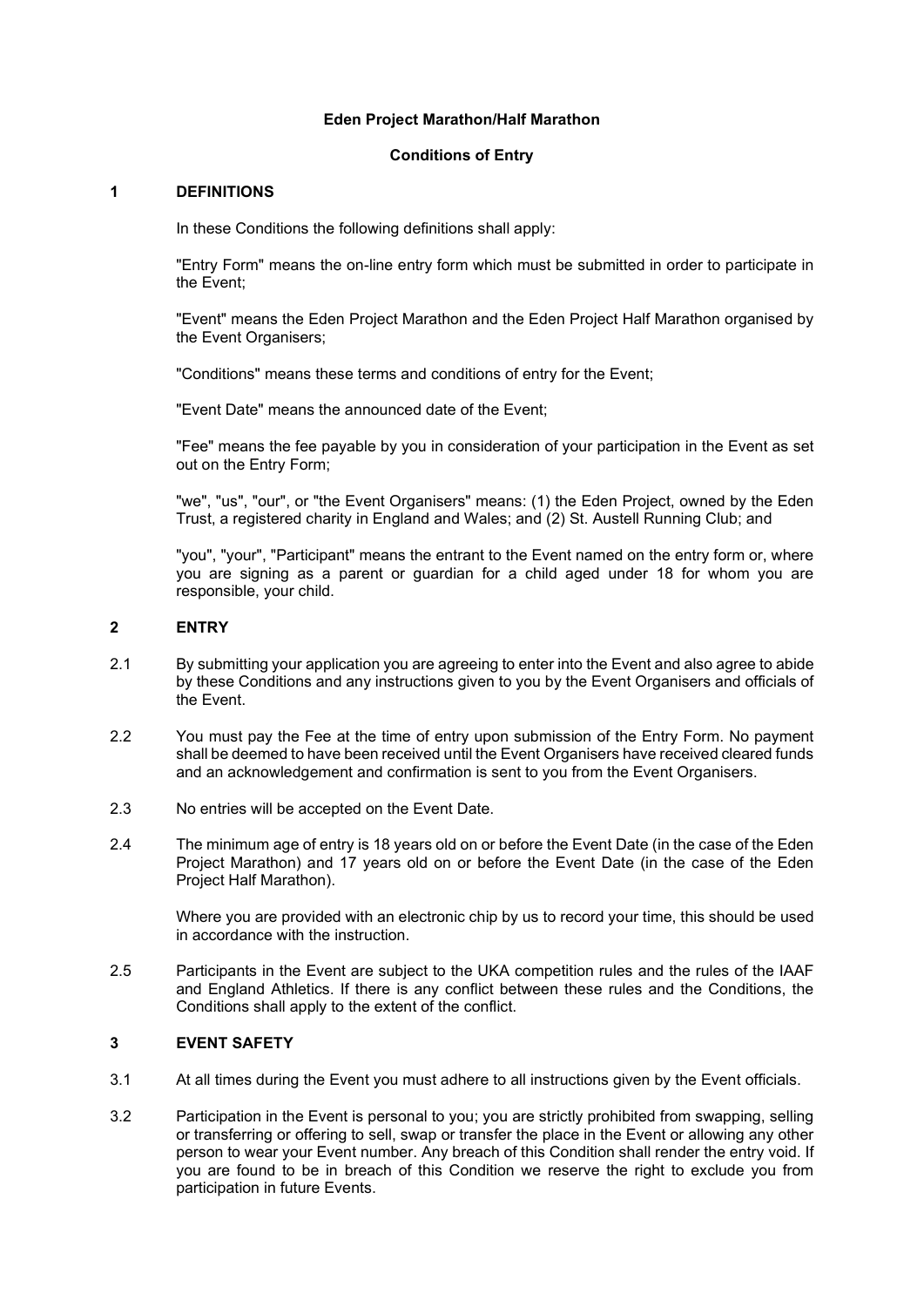# Eden Project Marathon/Half Marathon

## Conditions of Entry

## 1 DEFINITIONS

In these Conditions the following definitions shall apply:

"Entry Form" means the on-line entry form which must be submitted in order to participate in the Event;

"Event" means the Eden Project Marathon and the Eden Project Half Marathon organised by the Event Organisers;

"Conditions" means these terms and conditions of entry for the Event;

"Event Date" means the announced date of the Event;

"Fee" means the fee payable by you in consideration of your participation in the Event as set out on the Entry Form;

"we", "us", "our", or "the Event Organisers" means: (1) the Eden Project, owned by the Eden Trust, a registered charity in England and Wales; and (2) St. Austell Running Club; and

"you", "your", "Participant" means the entrant to the Event named on the entry form or, where you are signing as a parent or guardian for a child aged under 18 for whom you are responsible, your child.

## 2 ENTRY

2.1 By submitting your application you are agreeing to enter into the Event and also agree to abide by these Conditions and any instructions given to you by the Event Organisers and officials of the Event.

2.2 You must pay the Fee at the time of entry upon submission of the Entry Form. No payment shall be deemed to have been received until the Event Organisers have received cleared funds and an acknowledgement and confirmation is sent to you from the Event Organisers.

2.3 No entries will be accepted on the Event Date.

2.4 The minimum age of entry is 18 years old on or before the Event Date (in the case of the Eden Project Marathon) and 17 years old on or before the Event Date (in the case of the Eden Project Half Marathon).

Where you are provided with an electronic chip by us to record your time, this should be used in accordance with the instruction.

2.5 Participants in the Event are subject to the UKA competition rules and the rules of the IAAF and England Athletics. If there is any conflict between these rules and the Conditions, the Conditions shall apply to the extent of the conflict.

## 3 EVENT SAFETY

3.1 At all times during the Event you must adhere to all instructions given by the Event officials.

3.2 Participation in the Event is personal to you; you are strictly prohibited from swapping, selling or transferring or offering to sell, swap or transfer the place in the Event or allowing any other person to wear your Event number. Any breach of this Condition shall render the entry void. If you are found to be in breach of this Condition we reserve the right to exclude you from participation in future Events.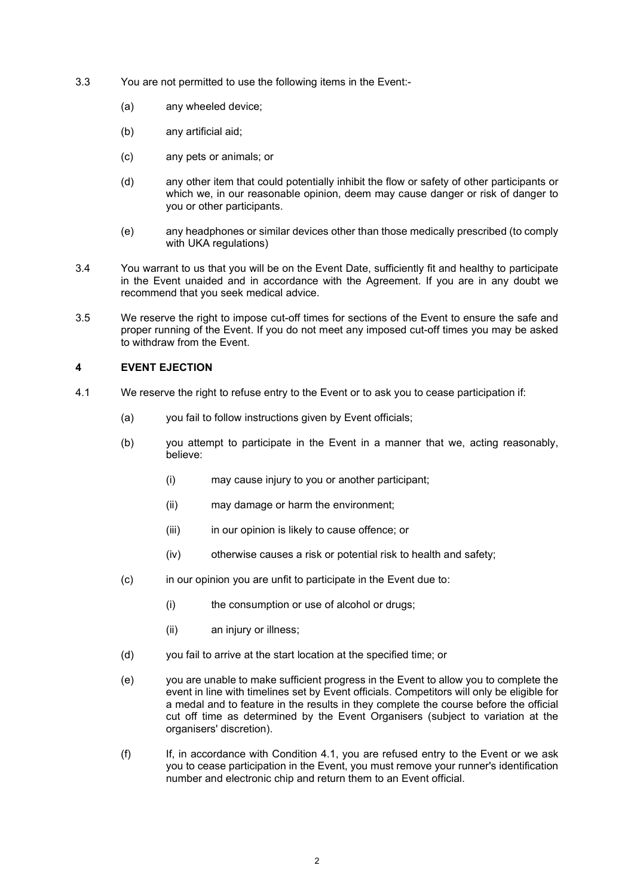3.3 You are not permitted to use the following items in the Event:-

- (a) any wheeled device;
- (b) any artificial aid;
- (c) any pets or animals; or
- (d) any other item that could potentially inhibit the flow or safety of other participants or which we, in our reasonable opinion, deem may cause danger or risk of danger to you or other participants.
- (e) any headphones or similar devices other than those medically prescribed (to comply with UKA regulations)

3.4 You warrant to us that you will be on the Event Date, sufficiently fit and healthy to participate in the Event unaided and in accordance with the Agreement. If you are in any doubt we recommend that you seek medical advice.

3.5 We reserve the right to impose cut-off times for sections of the Event to ensure the safe and proper running of the Event. If you do not meet any imposed cut-off times you may be asked to withdraw from the Event.

## 4 EVENT EJECTION

4.1 We reserve the right to refuse entry to the Event or to ask you to cease participation if:

- (a) you fail to follow instructions given by Event officials;
- (b) you attempt to participate in the Event in a manner that we, acting reasonably, believe:
  - (i) may cause injury to you or another participant;
  - (ii) may damage or harm the environment;
  - (iii) in our opinion is likely to cause offence; or
  - (iv) otherwise causes a risk or potential risk to health and safety;
- (c) in our opinion you are unfit to participate in the Event due to:
  - (i) the consumption or use of alcohol or drugs;
  - (ii) an injury or illness;
- (d) you fail to arrive at the start location at the specified time; or
- (e) you are unable to make sufficient progress in the Event to allow you to complete the event in line with timelines set by Event officials. Competitors will only be eligible for a medal and to feature in the results in they complete the course before the official cut off time as determined by the Event Organisers (subject to variation at the organisers' discretion).
- (f) If, in accordance with Condition 4.1, you are refused entry to the Event or we ask you to cease participation in the Event, you must remove your runner's identification number and electronic chip and return them to an Event official.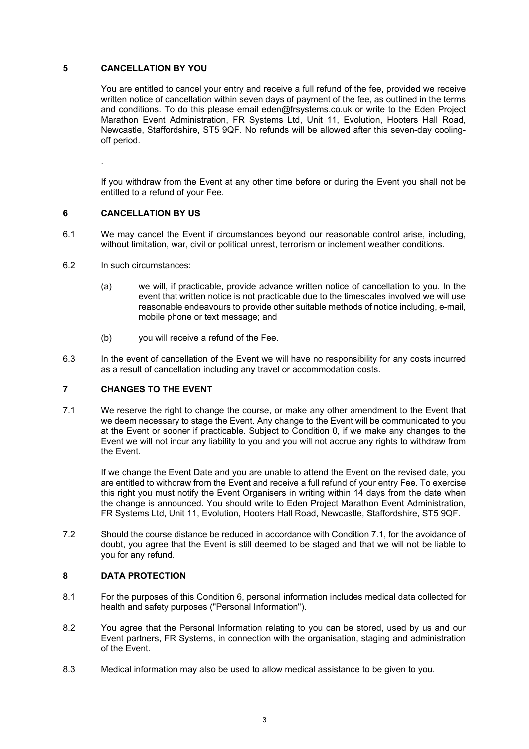## 5 CANCELLATION BY YOU

You are entitled to cancel your entry and receive a full refund of the fee, provided we receive written notice of cancellation within seven days of payment of the fee, as outlined in the terms and conditions. To do this please email eden@frsystems.co.uk or write to the Eden Project Marathon Event Administration, FR Systems Ltd, Unit 11, Evolution, Hooters Hall Road, Newcastle, Staffordshire, ST5 9QF. No refunds will be allowed after this seven-day cooling-off period.

.

If you withdraw from the Event at any other time before or during the Event you shall not be entitled to a refund of your Fee.

## 6 CANCELLATION BY US

6.1 We may cancel the Event if circumstances beyond our reasonable control arise, including, without limitation, war, civil or political unrest, terrorism or inclement weather conditions.

6.2 In such circumstances:

(a) we will, if practicable, provide advance written notice of cancellation to you. In the event that written notice is not practicable due to the timescales involved we will use reasonable endeavours to provide other suitable methods of notice including, e-mail, mobile phone or text message; and

(b) you will receive a refund of the Fee.

6.3 In the event of cancellation of the Event we will have no responsibility for any costs incurred as a result of cancellation including any travel or accommodation costs.

## 7 CHANGES TO THE EVENT

7.1 We reserve the right to change the course, or make any other amendment to the Event that we deem necessary to stage the Event. Any change to the Event will be communicated to you at the Event or sooner if practicable. Subject to Condition 0, if we make any changes to the Event we will not incur any liability to you and you will not accrue any rights to withdraw from the Event.

If we change the Event Date and you are unable to attend the Event on the revised date, you are entitled to withdraw from the Event and receive a full refund of your entry Fee. To exercise this right you must notify the Event Organisers in writing within 14 days from the date when the change is announced. You should write to Eden Project Marathon Event Administration, FR Systems Ltd, Unit 11, Evolution, Hooters Hall Road, Newcastle, Staffordshire, ST5 9QF.

7.2 Should the course distance be reduced in accordance with Condition 7.1, for the avoidance of doubt, you agree that the Event is still deemed to be staged and that we will not be liable to you for any refund.

## 8 DATA PROTECTION

8.1 For the purposes of this Condition 6, personal information includes medical data collected for health and safety purposes ("Personal Information").

8.2 You agree that the Personal Information relating to you can be stored, used by us and our Event partners, FR Systems, in connection with the organisation, staging and administration of the Event.

8.3 Medical information may also be used to allow medical assistance to be given to you.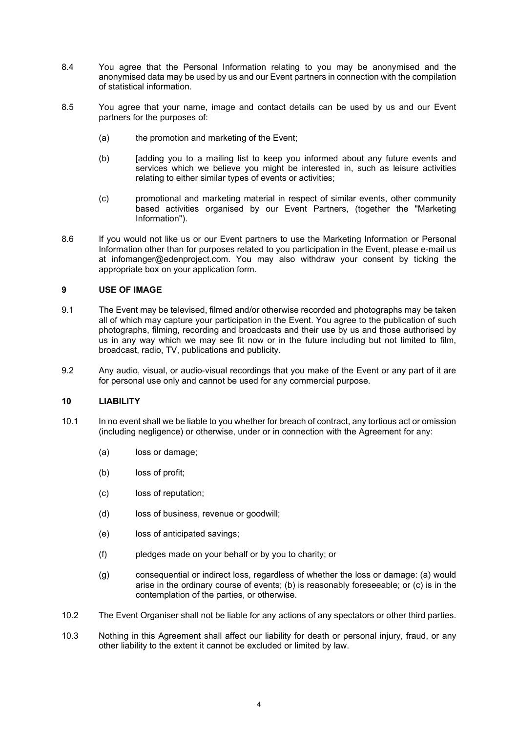8.4 You agree that the Personal Information relating to you may be anonymised and the anonymised data may be used by us and our Event partners in connection with the compilation of statistical information.

8.5 You agree that your name, image and contact details can be used by us and our Event partners for the purposes of:

(a) the promotion and marketing of the Event;

(b) [adding you to a mailing list to keep you informed about any future events and services which we believe you might be interested in, such as leisure activities relating to either similar types of events or activities;

(c) promotional and marketing material in respect of similar events, other community based activities organised by our Event Partners, (together the "Marketing Information").

8.6 If you would not like us or our Event partners to use the Marketing Information or Personal Information other than for purposes related to you participation in the Event, please e-mail us at infomanger@edenproject.com. You may also withdraw your consent by ticking the appropriate box on your application form.

## 9 USE OF IMAGE

9.1 The Event may be televised, filmed and/or otherwise recorded and photographs may be taken all of which may capture your participation in the Event. You agree to the publication of such photographs, filming, recording and broadcasts and their use by us and those authorised by us in any way which we may see fit now or in the future including but not limited to film, broadcast, radio, TV, publications and publicity.

9.2 Any audio, visual, or audio-visual recordings that you make of the Event or any part of it are for personal use only and cannot be used for any commercial purpose.

## 10 LIABILITY

10.1 In no event shall we be liable to you whether for breach of contract, any tortious act or omission (including negligence) or otherwise, under or in connection with the Agreement for any:

(a) loss or damage;

(b) loss of profit;

(c) loss of reputation;

(d) loss of business, revenue or goodwill;

(e) loss of anticipated savings;

(f) pledges made on your behalf or by you to charity; or

(g) consequential or indirect loss, regardless of whether the loss or damage: (a) would arise in the ordinary course of events; (b) is reasonably foreseeable; or (c) is in the contemplation of the parties, or otherwise.

10.2 The Event Organiser shall not be liable for any actions of any spectators or other third parties.

10.3 Nothing in this Agreement shall affect our liability for death or personal injury, fraud, or any other liability to the extent it cannot be excluded or limited by law.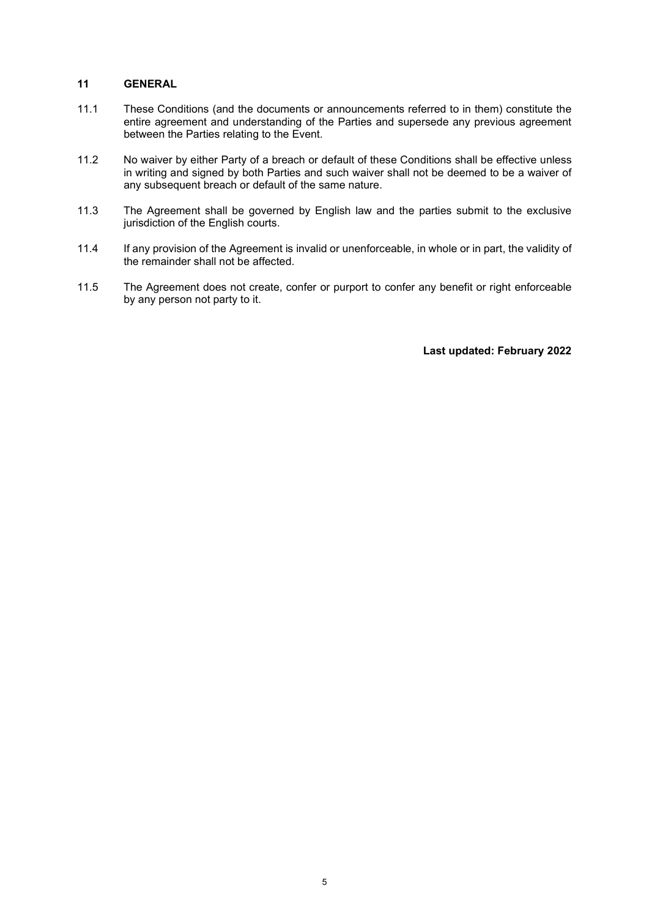## 11 GENERAL

11.1 These Conditions (and the documents or announcements referred to in them) constitute the entire agreement and understanding of the Parties and supersede any previous agreement between the Parties relating to the Event.

11.2 No waiver by either Party of a breach or default of these Conditions shall be effective unless in writing and signed by both Parties and such waiver shall not be deemed to be a waiver of any subsequent breach or default of the same nature.

11.3 The Agreement shall be governed by English law and the parties submit to the exclusive jurisdiction of the English courts.

11.4 If any provision of the Agreement is invalid or unenforceable, in whole or in part, the validity of the remainder shall not be affected.

11.5 The Agreement does not create, confer or purport to confer any benefit or right enforceable by any person not party to it.

**Last updated: February 2022**